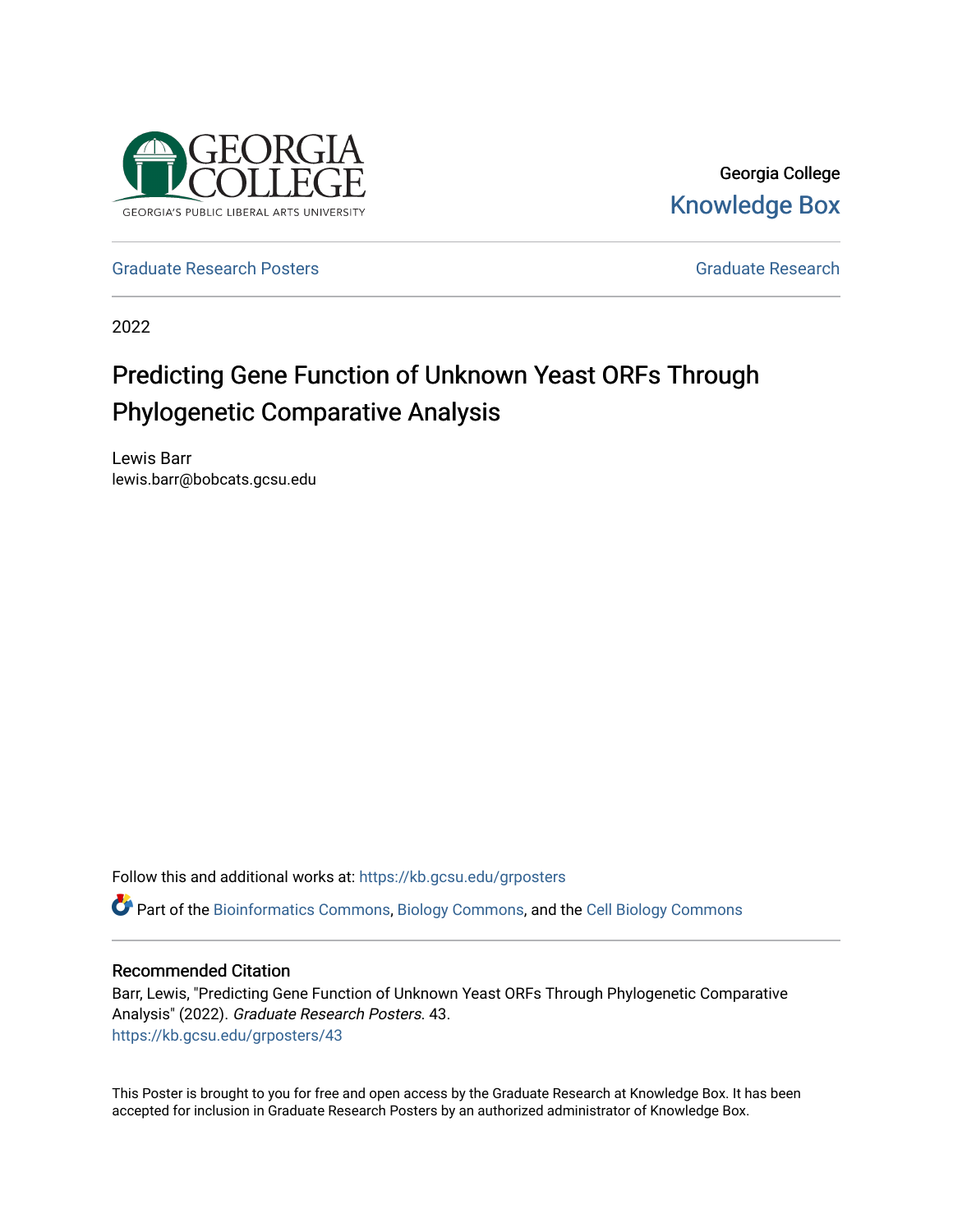Georgia College

Knowledge Box

Graduate Research Posters

Graduate Research

2022

# Predicting Gene Function of Unknown Yeast ORFs Through Phylogenetic Comparative Analysis

Lewis Barr
lewis.barr@bobcats.gcsu.edu

Follow this and additional works at: https://kb.gcsu.edu/grposters

Part of the Bioinformatics Commons, Biology Commons, and the Cell Biology Commons

## Recommended Citation

Barr, Lewis, "Predicting Gene Function of Unknown Yeast ORFs Through Phylogenetic Comparative Analysis" (2022). *Graduate Research Posters*. 43.
https://kb.gcsu.edu/grposters/43

This Poster is brought to you for free and open access by the Graduate Research at Knowledge Box. It has been accepted for inclusion in Graduate Research Posters by an authorized administrator of Knowledge Box.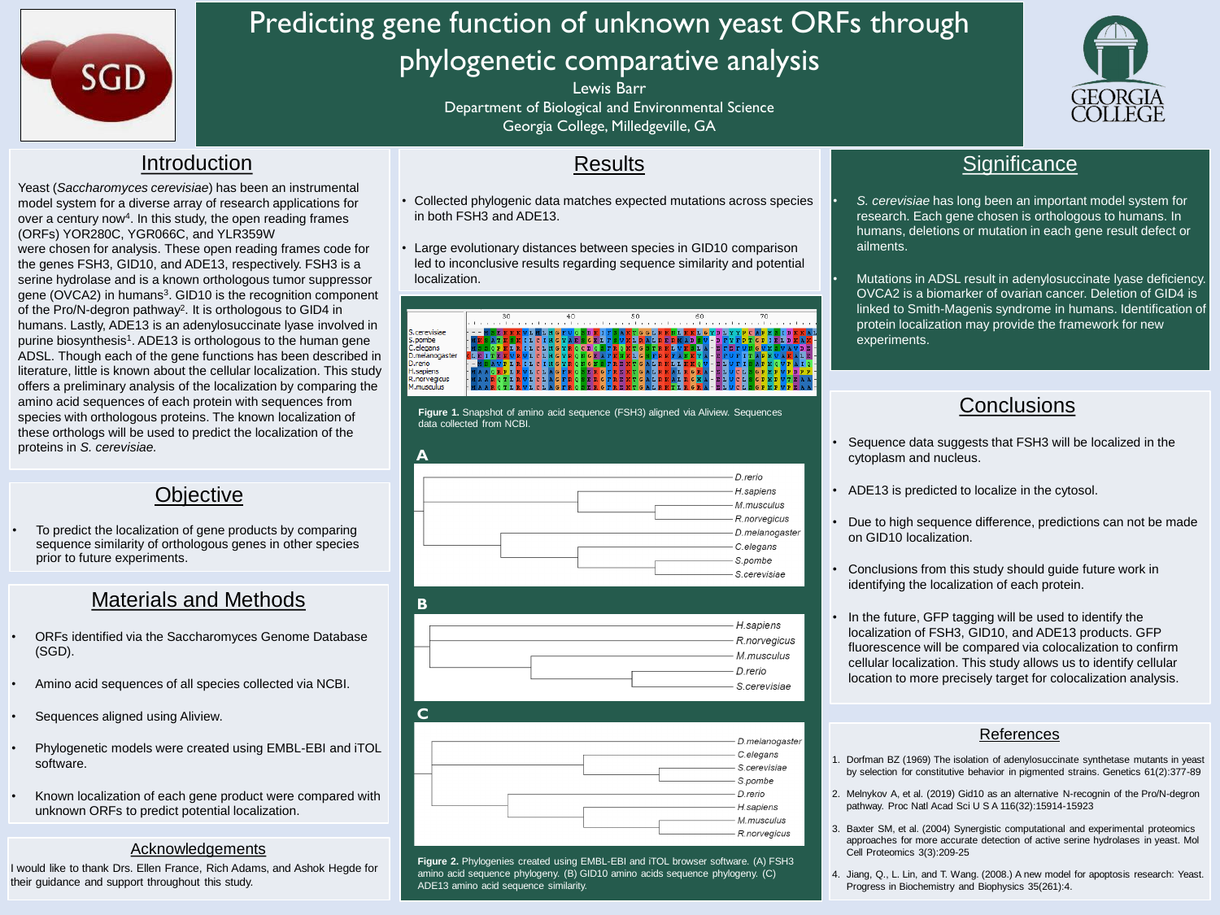# Predicting gene function of unknown yeast ORFs through phylogenetic comparative analysis

Lewis Barr

Department of Biological and Environmental Science

Georgia College, Milledgeville, GA

## Introduction

Yeast (*Saccharomyces cerevisiae*) has been an instrumental model system for a diverse array of research applications for over a century now[4]. In this study, the open reading frames (ORFs) YOR280C, YGR066C, and YLR359W were chosen for analysis. These open reading frames code for the genes FSH3, GID10, and ADE13, respectively. FSH3 is a serine hydrolase and is a known orthologous tumor suppressor gene (OVCA2) in humans[3]. GID10 is the recognition component of the Pro/N-degron pathway[2]. It is orthologous to GID4 in humans. Lastly, ADE13 is an adenylosuccinate lyase involved in purine biosynthesis[1]. ADE13 is orthologous to the human gene ADSL. Though each of the gene functions has been described in literature, little is known about the cellular localization. This study offers a preliminary analysis of the localization by comparing the amino acid sequences of each protein with sequences from species with orthologous proteins. The known localization of these orthologs will be used to predict the localization of the proteins in *S. cerevisiae.*

## Objective

- To predict the localization of gene products by comparing sequence similarity of orthologous genes in other species prior to future experiments.

## Materials and Methods

- ORFs identified via the Saccharomyces Genome Database (SGD).
- Amino acid sequences of all species collected via NCBI.
- Sequences aligned using Aliview.
- Phylogenetic models were created using EMBL-EBI and iTOL software.
- Known localization of each gene product were compared with unknown ORFs to predict potential localization.

## Acknowledgements

I would like to thank Drs. Ellen France, Rich Adams, and Ashok Hegde for their guidance and support throughout this study.

## Results

- Collected phylogenic data matches expected mutations across species in both FSH3 and ADE13.
- Large evolutionary distances between species in GID10 comparison led to inconclusive results regarding sequence similarity and potential localization.

30
40
50
60
70

S.cerevisiae
S.pombe
C.elegans
D.melanogaster
D.rerio
H.sapiens
R.norvegicus
M.musculus

**Figure 1.** Snapshot of amino acid sequence (FSH3) aligned via Aliview. Sequences data collected from NCBI.

A

D.rerio
H.sapiens
M.musculus
R.norvegicus
D.melanogaster
C.elegans
S.pombe
S.cerevisiae

B

H.sapiens
R.norvegicus
M.musculus
D.rerio
S.cerevisiae

C

D.melanogaster
C.elegans
S.cerevisiae
S.pombe
D.rerio
H.sapiens
M.musculus
R.norvegicus

**Figure 2.** Phylogenies created using EMBL-EBI and iTOL browser software. (A) FSH3 amino acid sequence phylogeny. (B) GID10 amino acids sequence phylogeny. (C) ADE13 amino acid sequence similarity.

## Significance

- *S. cerevisiae* has long been an important model system for research. Each gene chosen is orthologous to humans. In humans, deletions or mutation in each gene result defect or ailments.
- Mutations in ADSL result in adenylosuccinate lyase deficiency. OVCA2 is a biomarker of ovarian cancer. Deletion of GID4 is linked to Smith-Magenis syndrome in humans. Identification of protein localization may provide the framework for new experiments.

## Conclusions

- Sequence data suggests that FSH3 will be localized in the cytoplasm and nucleus.
- ADE13 is predicted to localize in the cytosol.
- Due to high sequence difference, predictions can not be made on GID10 localization.
- Conclusions from this study should guide future work in identifying the localization of each protein.
- In the future, GFP tagging will be used to identify the localization of FSH3, GID10, and ADE13 products. GFP fluorescence will be compared via colocalization to confirm cellular localization. This study allows us to identify cellular location to more precisely target for colocalization analysis.

## References

1. Dorfman BZ (1969) The isolation of adenylosuccinate synthetase mutants in yeast by selection for constitutive behavior in pigmented strains. Genetics 61(2):377-89
2. Melnykov A, et al. (2019) Gid10 as an alternative N-recognin of the Pro/N-degron pathway. Proc Natl Acad Sci U S A 116(32):15914-15923
3. Baxter SM, et al. (2004) Synergistic computational and experimental proteomics approaches for more accurate detection of active serine hydrolases in yeast. Mol Cell Proteomics 3(3):209-25
4. Jiang, Q., L. Lin, and T. Wang. (2008.) A new model for apoptosis research: Yeast. Progress in Biochemistry and Biophysics 35(261):4.